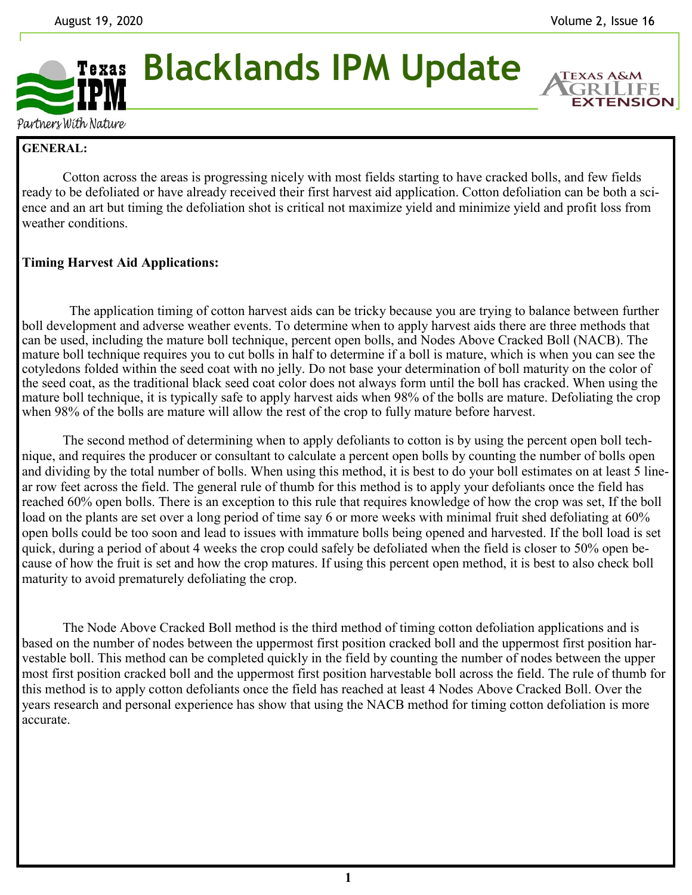# Blacklands IPM Update

**GENERAL:**

Cotton across the areas is progressing nicely with most fields starting to have cracked bolls, and few fields ready to be defoliated or have already received their first harvest aid application. Cotton defoliation can be both a science and an art but timing the defoliation shot is critical not maximize yield and minimize yield and profit loss from weather conditions.

**Timing Harvest Aid Applications:**

The application timing of cotton harvest aids can be tricky because you are trying to balance between further boll development and adverse weather events. To determine when to apply harvest aids there are three methods that can be used, including the mature boll technique, percent open bolls, and Nodes Above Cracked Boll (NACB). The mature boll technique requires you to cut bolls in half to determine if a boll is mature, which is when you can see the cotyledons folded within the seed coat with no jelly. Do not base your determination of boll maturity on the color of the seed coat, as the traditional black seed coat color does not always form until the boll has cracked. When using the mature boll technique, it is typically safe to apply harvest aids when 98% of the bolls are mature. Defoliating the crop when 98% of the bolls are mature will allow the rest of the crop to fully mature before harvest.

The second method of determining when to apply defoliants to cotton is by using the percent open boll technique, and requires the producer or consultant to calculate a percent open bolls by counting the number of bolls open and dividing by the total number of bolls. When using this method, it is best to do your boll estimates on at least 5 linear row feet across the field. The general rule of thumb for this method is to apply your defoliants once the field has reached 60% open bolls. There is an exception to this rule that requires knowledge of how the crop was set, If the boll load on the plants are set over a long period of time say 6 or more weeks with minimal fruit shed defoliating at 60% open bolls could be too soon and lead to issues with immature bolls being opened and harvested. If the boll load is set quick, during a period of about 4 weeks the crop could safely be defoliated when the field is closer to 50% open because of how the fruit is set and how the crop matures. If using this percent open method, it is best to also check boll maturity to avoid prematurely defoliating the crop.

The Node Above Cracked Boll method is the third method of timing cotton defoliation applications and is based on the number of nodes between the uppermost first position cracked boll and the uppermost first position harvestable boll. This method can be completed quickly in the field by counting the number of nodes between the upper most first position cracked boll and the uppermost first position harvestable boll across the field. The rule of thumb for this method is to apply cotton defoliants once the field has reached at least 4 Nodes Above Cracked Boll. Over the years research and personal experience has show that using the NACB method for timing cotton defoliation is more accurate.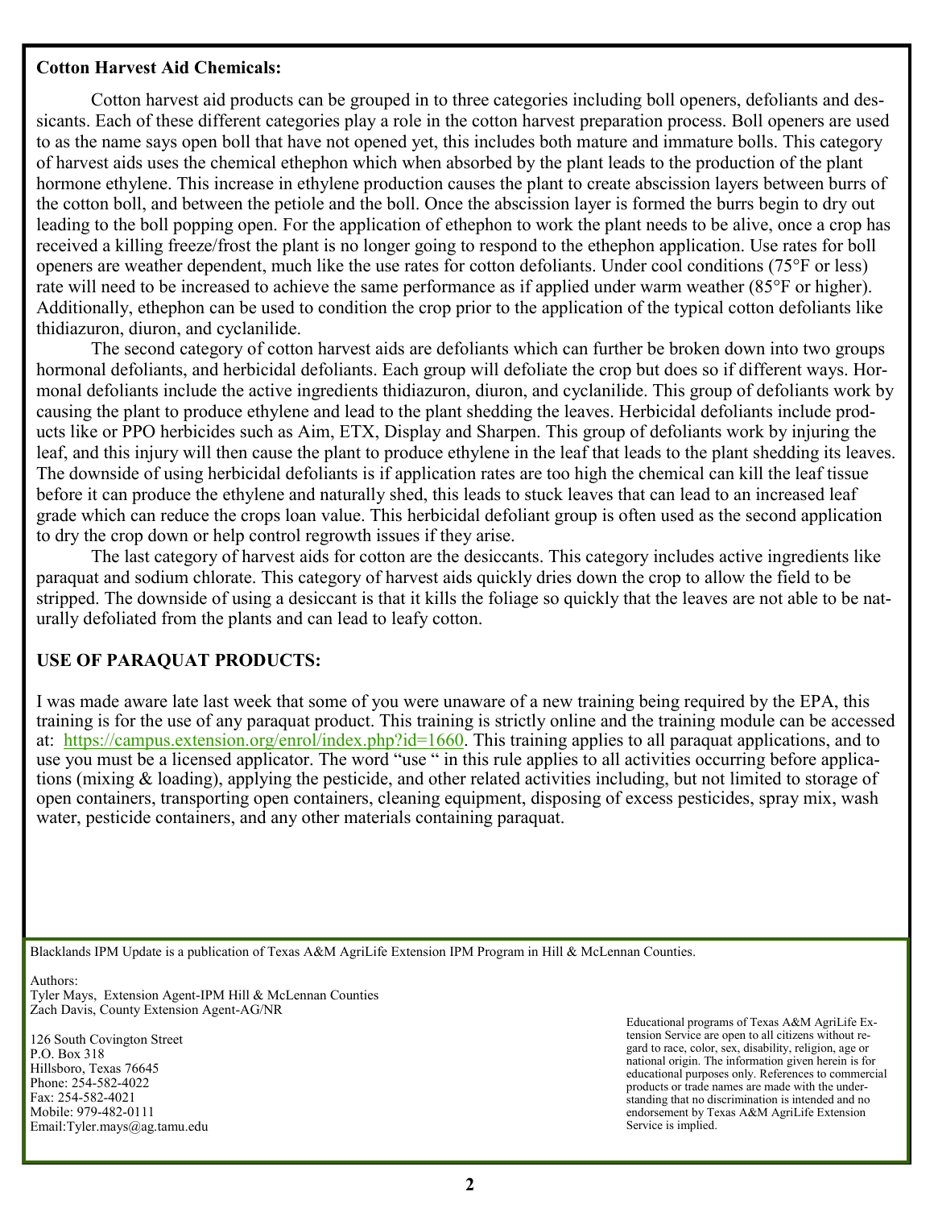**Cotton Harvest Aid Chemicals:**

Cotton harvest aid products can be grouped in to three categories including boll openers, defoliants and dessicants. Each of these different categories play a role in the cotton harvest preparation process. Boll openers are used to as the name says open boll that have not opened yet, this includes both mature and immature bolls. This category of harvest aids uses the chemical ethephon which when absorbed by the plant leads to the production of the plant hormone ethylene. This increase in ethylene production causes the plant to create abscission layers between burrs of the cotton boll, and between the petiole and the boll. Once the abscission layer is formed the burrs begin to dry out leading to the boll popping open. For the application of ethephon to work the plant needs to be alive, once a crop has received a killing freeze/frost the plant is no longer going to respond to the ethephon application. Use rates for boll openers are weather dependent, much like the use rates for cotton defoliants. Under cool conditions (75°F or less) rate will need to be increased to achieve the same performance as if applied under warm weather (85°F or higher). Additionally, ethephon can be used to condition the crop prior to the application of the typical cotton defoliants like thidiazuron, diuron, and cyclanilide.

The second category of cotton harvest aids are defoliants which can further be broken down into two groups hormonal defoliants, and herbicidal defoliants. Each group will defoliate the crop but does so if different ways. Hormonal defoliants include the active ingredients thidiazuron, diuron, and cyclanilide. This group of defoliants work by causing the plant to produce ethylene and lead to the plant shedding the leaves. Herbicidal defoliants include products like or PPO herbicides such as Aim, ETX, Display and Sharpen. This group of defoliants work by injuring the leaf, and this injury will then cause the plant to produce ethylene in the leaf that leads to the plant shedding its leaves. The downside of using herbicidal defoliants is if application rates are too high the chemical can kill the leaf tissue before it can produce the ethylene and naturally shed, this leads to stuck leaves that can lead to an increased leaf grade which can reduce the crops loan value. This herbicidal defoliant group is often used as the second application to dry the crop down or help control regrowth issues if they arise.

The last category of harvest aids for cotton are the desiccants. This category includes active ingredients like paraquat and sodium chlorate. This category of harvest aids quickly dries down the crop to allow the field to be stripped. The downside of using a desiccant is that it kills the foliage so quickly that the leaves are not able to be naturally defoliated from the plants and can lead to leafy cotton.

**USE OF PARAQUAT PRODUCTS:**

I was made aware late last week that some of you were unaware of a new training being required by the EPA, this training is for the use of any paraquat product. This training is strictly online and the training module can be accessed at: https://campus.extension.org/enrol/index.php?id=1660. This training applies to all paraquat applications, and to use you must be a licensed applicator. The word "use " in this rule applies to all activities occurring before applications (mixing & loading), applying the pesticide, and other related activities including, but not limited to storage of open containers, transporting open containers, cleaning equipment, disposing of excess pesticides, spray mix, wash water, pesticide containers, and any other materials containing paraquat.

Blacklands IPM Update is a publication of Texas A&M AgriLife Extension IPM Program in Hill & McLennan Counties.

Authors:
Tyler Mays, Extension Agent-IPM Hill & McLennan Counties
Zach Davis, County Extension Agent-AG/NR

126 South Covington Street
P.O. Box 318
Hillsboro, Texas 76645
Phone: 254-582-4022
Fax: 254-582-4021
Mobile: 979-482-0111
Email:Tyler.mays@ag.tamu.edu

Educational programs of Texas A&M AgriLife Extension Service are open to all citizens without regard to race, color, sex, disability, religion, age or national origin. The information given herein is for educational purposes only. References to commercial products or trade names are made with the understanding that no discrimination is intended and no endorsement by Texas A&M AgriLife Extension Service is implied.